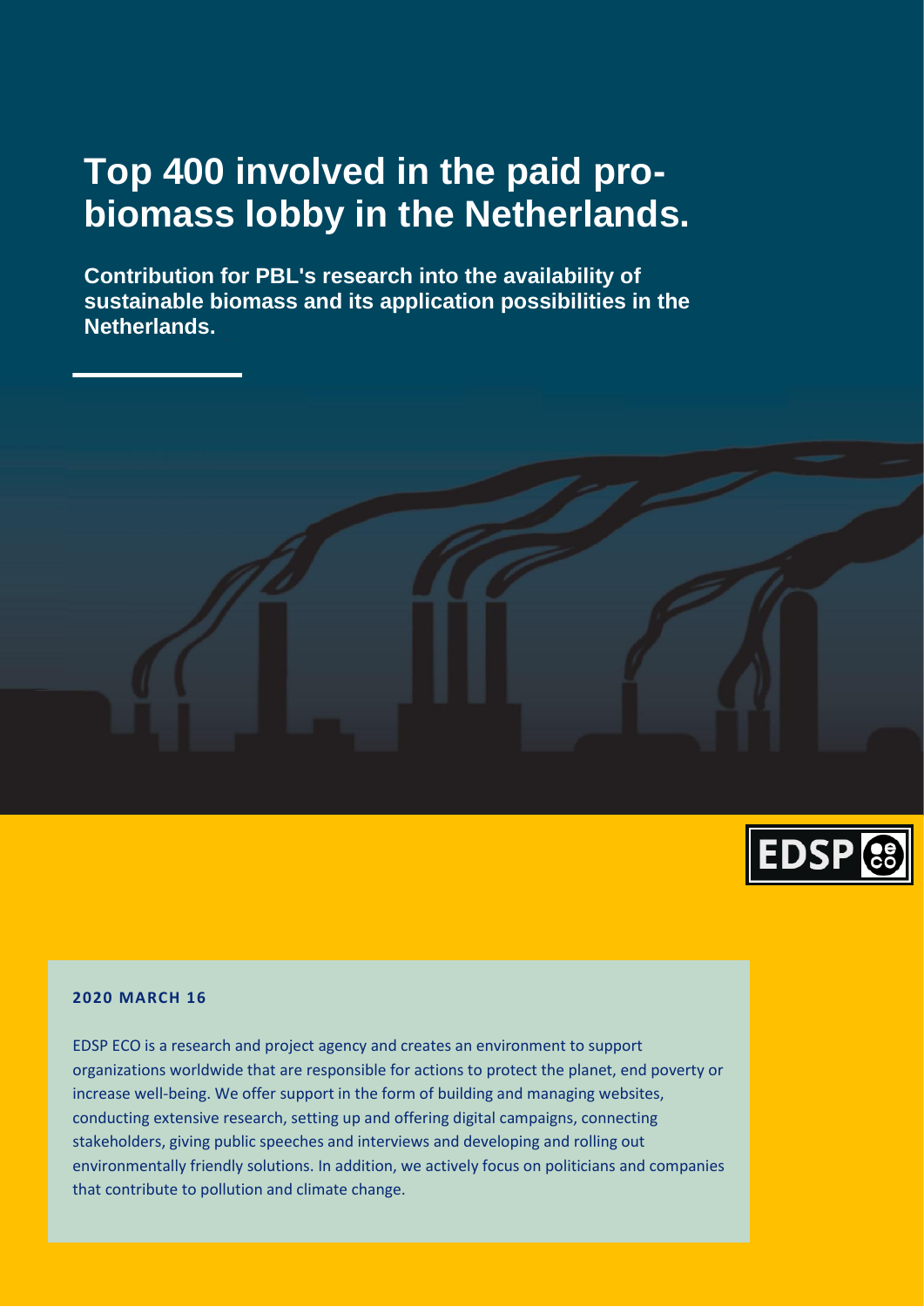# Top 400 involved in the paid pro-biomass lobby in the Netherlands.

**Contribution for PBL's research into the availability of sustainable biomass and its application possibilities in the Netherlands.**

EDSP ECO

**2020 MARCH 16**

EDSP ECO is a research and project agency and creates an environment to support organizations worldwide that are responsible for actions to protect the planet, end poverty or increase well-being. We offer support in the form of building and managing websites, conducting extensive research, setting up and offering digital campaigns, connecting stakeholders, giving public speeches and interviews and developing and rolling out environmentally friendly solutions. In addition, we actively focus on politicians and companies that contribute to pollution and climate change.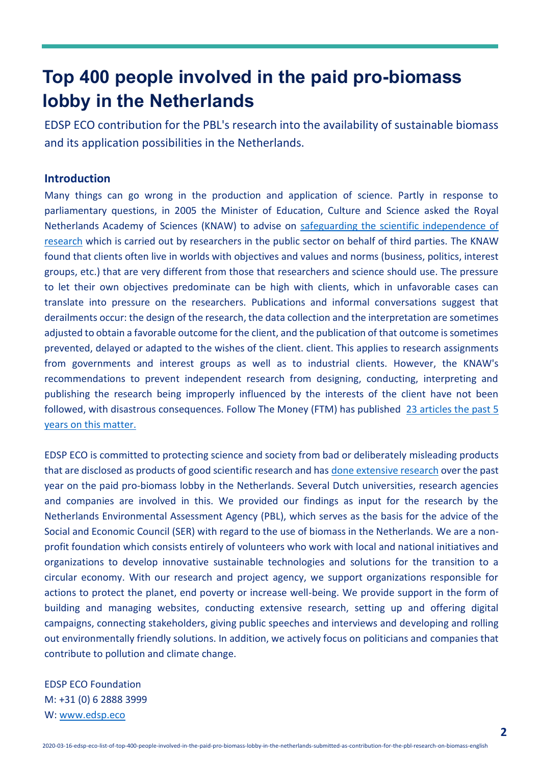# Top 400 people involved in the paid pro-biomass lobby in the Netherlands

EDSP ECO contribution for the PBL's research into the availability of sustainable biomass and its application possibilities in the Netherlands.

### Introduction

Many things can go wrong in the production and application of science. Partly in response to parliamentary questions, in 2005 the Minister of Education, Culture and Science asked the Royal Netherlands Academy of Sciences (KNAW) to advise on safeguarding the scientific independence of research which is carried out by researchers in the public sector on behalf of third parties. The KNAW found that clients often live in worlds with objectives and values and norms (business, politics, interest groups, etc.) that are very different from those that researchers and science should use. The pressure to let their own objectives predominate can be high with clients, which in unfavorable cases can translate into pressure on the researchers. Publications and informal conversations suggest that derailments occur: the design of the research, the data collection and the interpretation are sometimes adjusted to obtain a favorable outcome for the client, and the publication of that outcome is sometimes prevented, delayed or adapted to the wishes of the client. client. This applies to research assignments from governments and interest groups as well as to industrial clients. However, the KNAW's recommendations to prevent independent research from designing, conducting, interpreting and publishing the research being improperly influenced by the interests of the client have not been followed, with disastrous consequences. Follow The Money (FTM) has published 23 articles the past 5 years on this matter.

EDSP ECO is committed to protecting science and society from bad or deliberately misleading products that are disclosed as products of good scientific research and has done extensive research over the past year on the paid pro-biomass lobby in the Netherlands. Several Dutch universities, research agencies and companies are involved in this. We provided our findings as input for the research by the Netherlands Environmental Assessment Agency (PBL), which serves as the basis for the advice of the Social and Economic Council (SER) with regard to the use of biomass in the Netherlands. We are a non-profit foundation which consists entirely of volunteers who work with local and national initiatives and organizations to develop innovative sustainable technologies and solutions for the transition to a circular economy. With our research and project agency, we support organizations responsible for actions to protect the planet, end poverty or increase well-being. We provide support in the form of building and managing websites, conducting extensive research, setting up and offering digital campaigns, connecting stakeholders, giving public speeches and interviews and developing and rolling out environmentally friendly solutions. In addition, we actively focus on politicians and companies that contribute to pollution and climate change.

EDSP ECO Foundation
M: +31 (0) 6 2888 3999
W: www.edsp.eco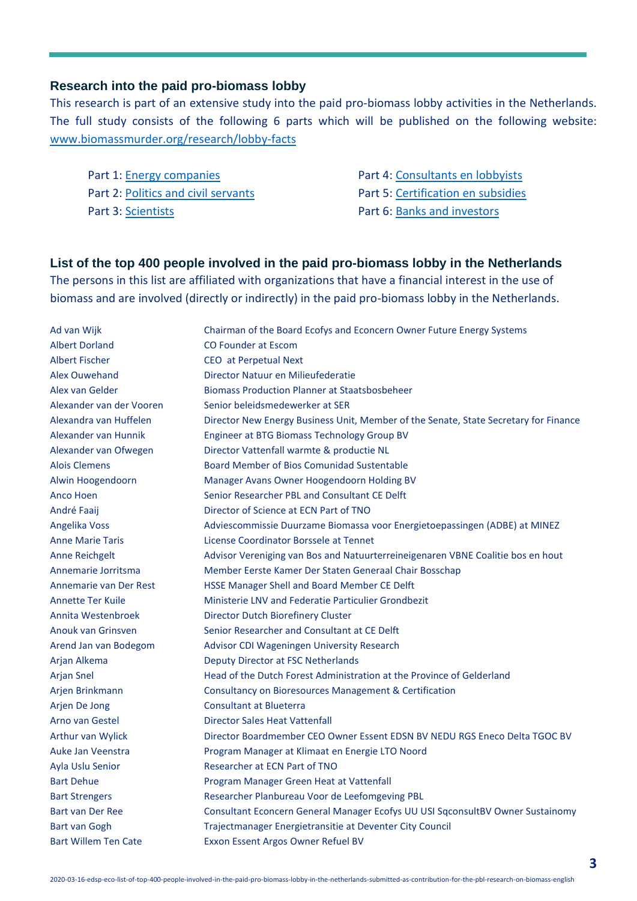## Research into the paid pro-biomass lobby

This research is part of an extensive study into the paid pro-biomass lobby activities in the Netherlands. The full study consists of the following 6 parts which will be published on the following website: www.biomassmurder.org/research/lobby-facts

- Part 1: Energy companies
- Part 2: Politics and civil servants
- Part 3: Scientists
- Part 4: Consultants en lobbyists
- Part 5: Certification en subsidies
- Part 6: Banks and investors

## List of the top 400 people involved in the paid pro-biomass lobby in the Netherlands

The persons in this list are affiliated with organizations that have a financial interest in the use of biomass and are involved (directly or indirectly) in the paid pro-biomass lobby in the Netherlands.

| Name | Affiliation |
|---|---|
| Ad van Wijk | Chairman of the Board Ecofys and Econcern Owner Future Energy Systems |
| Albert Dorland | CO Founder at Escom |
| Albert Fischer | CEO at Perpetual Next |
| Alex Ouwehand | Director Natuur en Milieufederatie |
| Alex van Gelder | Biomass Production Planner at Staatsbosbeheer |
| Alexander van der Vooren | Senior beleidsmedewerker at SER |
| Alexandra van Huffelen | Director New Energy Business Unit, Member of the Senate, State Secretary for Finance |
| Alexander van Hunnik | Engineer at BTG Biomass Technology Group BV |
| Alexander van Ofwegen | Director Vattenfall warmte & productie NL |
| Alois Clemens | Board Member of Bios Comunidad Sustentable |
| Alwin Hoogendoorn | Manager Avans Owner Hoogendoorn Holding BV |
| Anco Hoen | Senior Researcher PBL and Consultant CE Delft |
| André Faaij | Director of Science at ECN Part of TNO |
| Angelika Voss | Adviescommissie Duurzame Biomassa voor Energietoepassingen (ADBE) at MINEZ |
| Anne Marie Taris | License Coordinator Borssele at Tennet |
| Anne Reichgelt | Advisor Vereniging van Bos and Natuurterreineigenaren VBNE Coalitie bos en hout |
| Annemarie Jorritsma | Member Eerste Kamer Der Staten Generaal Chair Bosschap |
| Annemarie van Der Rest | HSSE Manager Shell and Board Member CE Delft |
| Annette Ter Kuile | Ministerie LNV and Federatie Particulier Grondbezit |
| Annita Westenbroek | Director Dutch Biorefinery Cluster |
| Anouk van Grinsven | Senior Researcher and Consultant at CE Delft |
| Arend Jan van Bodegom | Advisor CDI Wageningen University Research |
| Arjan Alkema | Deputy Director at FSC Netherlands |
| Arjan Snel | Head of the Dutch Forest Administration at the Province of Gelderland |
| Arjen Brinkmann | Consultancy on Bioresources Management & Certification |
| Arjen De Jong | Consultant at Blueterra |
| Arno van Gestel | Director Sales Heat Vattenfall |
| Arthur van Wylick | Director Boardmember CEO Owner Essent EDSN BV NEDU RGS Eneco Delta TGOC BV |
| Auke Jan Veenstra | Program Manager at Klimaat en Energie LTO Noord |
| Ayla Uslu Senior | Researcher at ECN Part of TNO |
| Bart Dehue | Program Manager Green Heat at Vattenfall |
| Bart Strengers | Researcher Planbureau Voor de Leefomgeving PBL |
| Bart van Der Ree | Consultant Econcern General Manager Ecofys UU USI SqconsultBV Owner Sustainomy |
| Bart van Gogh | Trajectmanager Energietransitie at Deventer City Council |
| Bart Willem Ten Cate | Exxon Essent Argos Owner Refuel BV |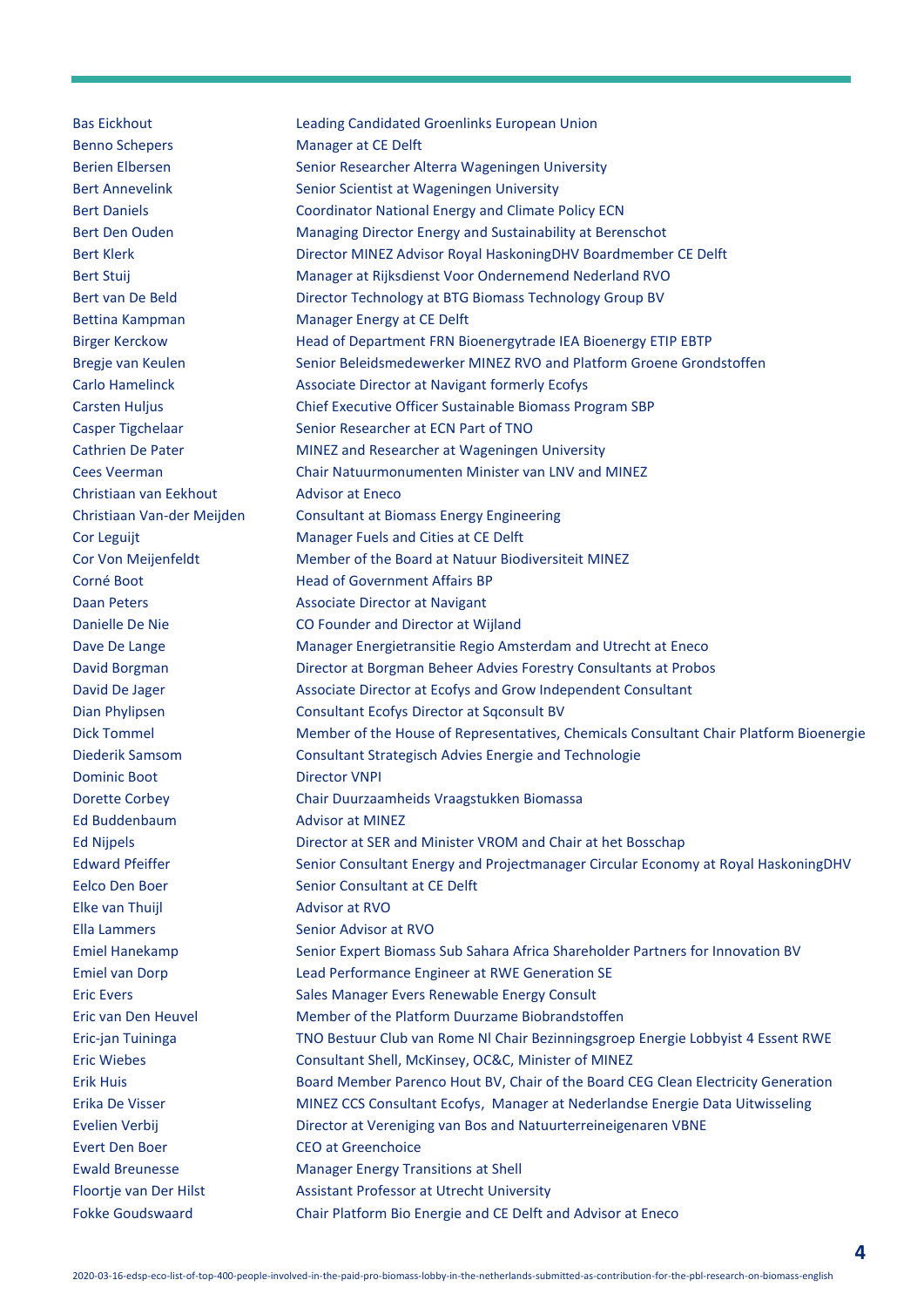| | |
|---|---|
| Bas Eickhout | Leading Candidated Groenlinks European Union |
| Benno Schepers | Manager at CE Delft |
| Berien Elbersen | Senior Researcher Alterra Wageningen University |
| Bert Annevelink | Senior Scientist at Wageningen University |
| Bert Daniels | Coordinator National Energy and Climate Policy ECN |
| Bert Den Ouden | Managing Director Energy and Sustainability at Berenschot |
| Bert Klerk | Director MINEZ Advisor Royal HaskoningDHV Boardmember CE Delft |
| Bert Stuij | Manager at Rijksdienst Voor Ondernemend Nederland RVO |
| Bert van De Beld | Director Technology at BTG Biomass Technology Group BV |
| Bettina Kampman | Manager Energy at CE Delft |
| Birger Kerckow | Head of Department FRN Bioenergytrade IEA Bioenergy ETIP EBTP |
| Bregje van Keulen | Senior Beleidsmedewerker MINEZ RVO and Platform Groene Grondstoffen |
| Carlo Hamelinck | Associate Director at Navigant formerly Ecofys |
| Carsten Huljus | Chief Executive Officer Sustainable Biomass Program SBP |
| Casper Tigchelaar | Senior Researcher at ECN Part of TNO |
| Cathrien De Pater | MINEZ and Researcher at Wageningen University |
| Cees Veerman | Chair Natuurmonumenten Minister van LNV and MINEZ |
| Christiaan van Eekhout | Advisor at Eneco |
| Christiaan Van-der Meijden | Consultant at Biomass Energy Engineering |
| Cor Leguijt | Manager Fuels and Cities at CE Delft |
| Cor Von Meijenfeldt | Member of the Board at Natuur Biodiversiteit MINEZ |
| Corné Boot | Head of Government Affairs BP |
| Daan Peters | Associate Director at Navigant |
| Danielle De Nie | CO Founder and Director at Wijland |
| Dave De Lange | Manager Energietransitie Regio Amsterdam and Utrecht at Eneco |
| David Borgman | Director at Borgman Beheer Advies Forestry Consultants at Probos |
| David De Jager | Associate Director at Ecofys and Grow Independent Consultant |
| Dian Phylipsen | Consultant Ecofys Director at Sqconsult BV |
| Dick Tommel | Member of the House of Representatives, Chemicals Consultant Chair Platform Bioenergie |
| Diederik Samsom | Consultant Strategisch Advies Energie and Technologie |
| Dominic Boot | Director VNPI |
| Dorette Corbey | Chair Duurzaamheids Vraagstukken Biomassa |
| Ed Buddenbaum | Advisor at MINEZ |
| Ed Nijpels | Director at SER and Minister VROM and Chair at het Bosschap |
| Edward Pfeiffer | Senior Consultant Energy and Projectmanager Circular Economy at Royal HaskoningDHV |
| Eelco Den Boer | Senior Consultant at CE Delft |
| Elke van Thuijl | Advisor at RVO |
| Ella Lammers | Senior Advisor at RVO |
| Emiel Hanekamp | Senior Expert Biomass Sub Sahara Africa Shareholder Partners for Innovation BV |
| Emiel van Dorp | Lead Performance Engineer at RWE Generation SE |
| Eric Evers | Sales Manager Evers Renewable Energy Consult |
| Eric van Den Heuvel | Member of the Platform Duurzame Biobrandstoffen |
| Eric-jan Tuininga | TNO Bestuur Club van Rome Nl Chair Bezinningsgroep Energie Lobbyist 4 Essent RWE |
| Eric Wiebes | Consultant Shell, McKinsey, OC&C, Minister of MINEZ |
| Erik Huis | Board Member Parenco Hout BV, Chair of the Board CEG Clean Electricity Generation |
| Erika De Visser | MINEZ CCS Consultant Ecofys, Manager at Nederlandse Energie Data Uitwisseling |
| Evelien Verbij | Director at Vereniging van Bos and Natuurterreineigenaren VBNE |
| Evert Den Boer | CEO at Greenchoice |
| Ewald Breunesse | Manager Energy Transitions at Shell |
| Floortje van Der Hilst | Assistant Professor at Utrecht University |
| Fokke Goudswaard | Chair Platform Bio Energie and CE Delft and Advisor at Eneco |

2020-03-16-edsp-eco-list-of-top-400-people-involved-in-the-paid-pro-biomass-lobby-in-the-netherlands-submitted-as-contribution-for-the-pbl-research-on-biomass-english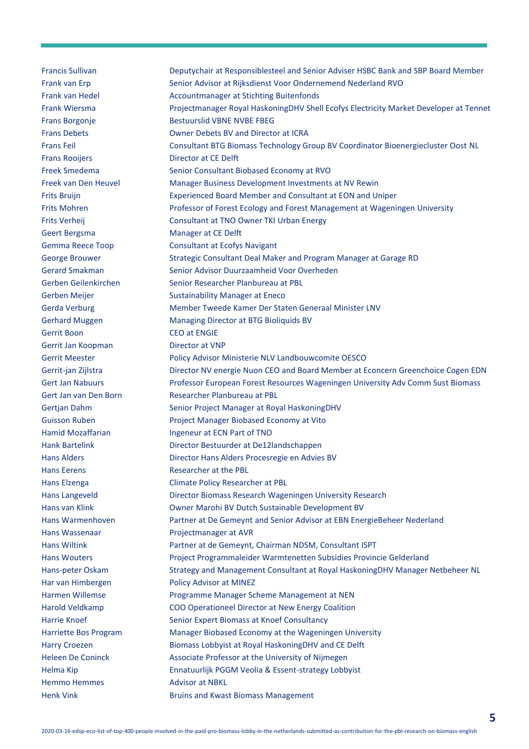| | |
|---|---|
| Francis Sullivan | Deputychair at Responsiblesteel and Senior Adviser HSBC Bank and SBP Board Member |
| Frank van Erp | Senior Advisor at Rijksdienst Voor Ondernemend Nederland RVO |
| Frank van Hedel | Accountmanager at Stichting Buitenfonds |
| Frank Wiersma | Projectmanager Royal HaskoningDHV Shell Ecofys Electricity Market Developer at Tennet |
| Frans Borgonje | Bestuurslid VBNE NVBE FBEG |
| Frans Debets | Owner Debets BV and Director at ICRA |
| Frans Feil | Consultant BTG Biomass Technology Group BV Coordinator Bioenergiecluster Oost NL |
| Frans Rooijers | Director at CE Delft |
| Freek Smedema | Senior Consultant Biobased Economy at RVO |
| Freek van Den Heuvel | Manager Business Development Investments at NV Rewin |
| Frits Bruijn | Experienced Board Member and Consultant at EON and Uniper |
| Frits Mohren | Professor of Forest Ecology and Forest Management at Wageningen University |
| Frits Verheij | Consultant at TNO Owner TKI Urban Energy |
| Geert Bergsma | Manager at CE Delft |
| Gemma Reece Toop | Consultant at Ecofys Navigant |
| George Brouwer | Strategic Consultant Deal Maker and Program Manager at Garage RD |
| Gerard Smakman | Senior Advisor Duurzaamheid Voor Overheden |
| Gerben Geilenkirchen | Senior Researcher Planbureau at PBL |
| Gerben Meijer | Sustainability Manager at Eneco |
| Gerda Verburg | Member Tweede Kamer Der Staten Generaal Minister LNV |
| Gerhard Muggen | Managing Director at BTG Bioliquids BV |
| Gerrit Boon | CEO at ENGIE |
| Gerrit Jan Koopman | Director at VNP |
| Gerrit Meester | Policy Advisor Ministerie NLV Landbouwcomite OESCO |
| Gerrit-jan Zijlstra | Director NV energie Nuon CEO and Board Member at Econcern Greenchoice Cogen EDN |
| Gert Jan Nabuurs | Professor European Forest Resources Wageningen University Adv Comm Sust Biomass |
| Gert Jan van Den Born | Researcher Planbureau at PBL |
| Gertjan Dahm | Senior Project Manager at Royal HaskoningDHV |
| Guisson Ruben | Project Manager Biobased Economy at Vito |
| Hamid Mozaffarian | Ingeneur at ECN Part of TNO |
| Hank Bartelink | Director Bestuurder at De12landschappen |
| Hans Alders | Director Hans Alders Procesregie en Advies BV |
| Hans Eerens | Researcher at the PBL |
| Hans Elzenga | Climate Policy Researcher at PBL |
| Hans Langeveld | Director Biomass Research Wageningen University Research |
| Hans van Klink | Owner Marohi BV Dutch Sustainable Development BV |
| Hans Warmenhoven | Partner at De Gemeynt and Senior Advisor at EBN EnergieBeheer Nederland |
| Hans Wassenaar | Projectmanager at AVR |
| Hans Wiltink | Partner at de Gemeynt, Chairman NDSM, Consultant ISPT |
| Hans Wouters | Project Programmaleider Warmtenetten Subsidies Provincie Gelderland |
| Hans-peter Oskam | Strategy and Management Consultant at Royal HaskoningDHV Manager Netbeheer NL |
| Har van Himbergen | Policy Advisor at MINEZ |
| Harmen Willemse | Programme Manager Scheme Management at NEN |
| Harold Veldkamp | COO Operationeel Director at New Energy Coalition |
| Harrie Knoef | Senior Expert Biomass at Knoef Consultancy |
| Harriette Bos Program | Manager Biobased Economy at the Wageningen University |
| Harry Croezen | Biomass Lobbyist at Royal HaskoningDHV and CE Delft |
| Heleen De Coninck | Associate Professor at the University of Nijmegen |
| Helma Kip | Ennatuurlijk PGGM Veolia & Essent-strategy Lobbyist |
| Hemmo Hemmes | Advisor at NBKL |
| Henk Vink | Bruins and Kwast Biomass Management |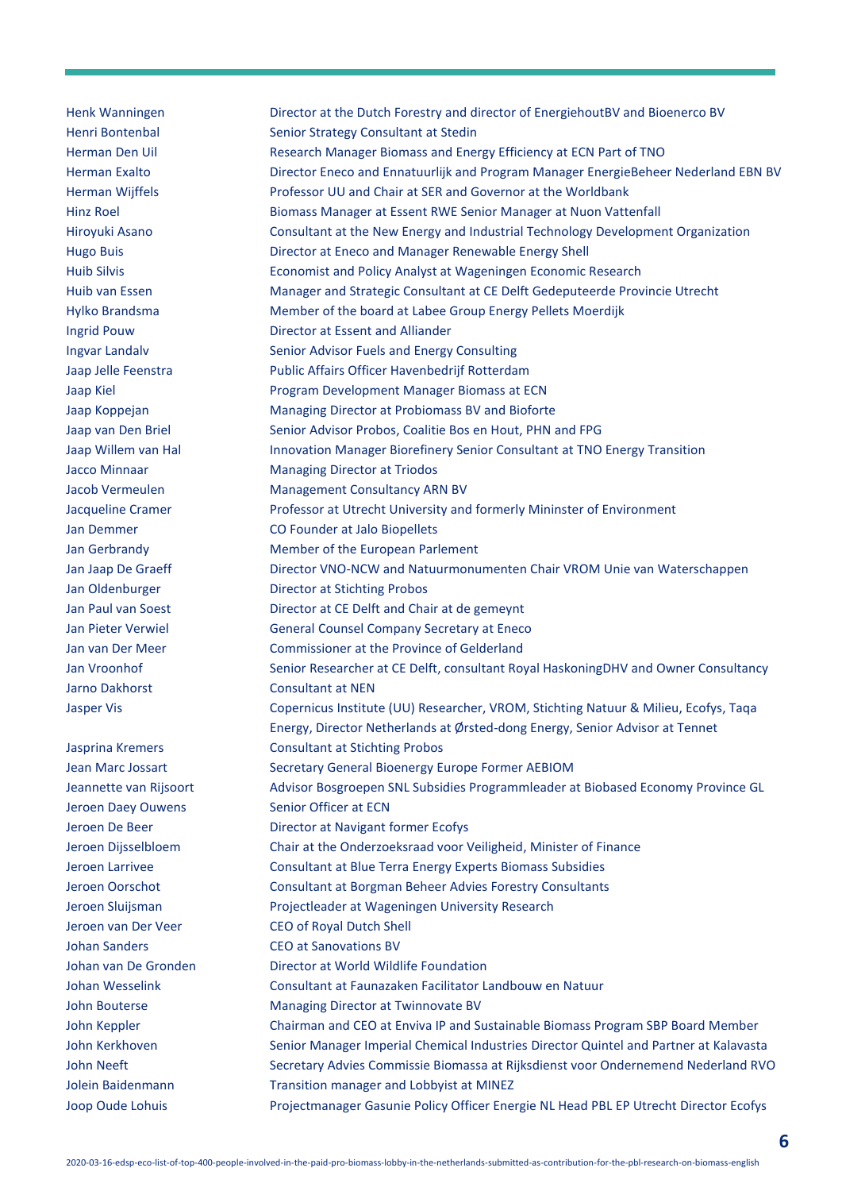| | |
|---|---|
| Henk Wanningen | Director at the Dutch Forestry and director of EnergiehoutBV and Bioenerco BV |
| Henri Bontenbal | Senior Strategy Consultant at Stedin |
| Herman Den Uil | Research Manager Biomass and Energy Efficiency at ECN Part of TNO |
| Herman Exalto | Director Eneco and Ennatuurlijk and Program Manager EnergieBeheer Nederland EBN BV |
| Herman Wijffels | Professor UU and Chair at SER and Governor at the Worldbank |
| Hinz Roel | Biomass Manager at Essent RWE Senior Manager at Nuon Vattenfall |
| Hiroyuki Asano | Consultant at the New Energy and Industrial Technology Development Organization |
| Hugo Buis | Director at Eneco and Manager Renewable Energy Shell |
| Huib Silvis | Economist and Policy Analyst at Wageningen Economic Research |
| Huib van Essen | Manager and Strategic Consultant at CE Delft Gedeputeerde Provincie Utrecht |
| Hylko Brandsma | Member of the board at Labee Group Energy Pellets Moerdijk |
| Ingrid Pouw | Director at Essent and Alliander |
| Ingvar Landalv | Senior Advisor Fuels and Energy Consulting |
| Jaap Jelle Feenstra | Public Affairs Officer Havenbedrijf Rotterdam |
| Jaap Kiel | Program Development Manager Biomass at ECN |
| Jaap Koppejan | Managing Director at Probiomass BV and Bioforte |
| Jaap van Den Briel | Senior Advisor Probos, Coalitie Bos en Hout, PHN and FPG |
| Jaap Willem van Hal | Innovation Manager Biorefinery Senior Consultant at TNO Energy Transition |
| Jacco Minnaar | Managing Director at Triodos |
| Jacob Vermeulen | Management Consultancy ARN BV |
| Jacqueline Cramer | Professor at Utrecht University and formerly Mininster of Environment |
| Jan Demmer | CO Founder at Jalo Biopellets |
| Jan Gerbrandy | Member of the European Parlement |
| Jan Jaap De Graeff | Director VNO-NCW and Natuurmonumenten Chair VROM Unie van Waterschappen |
| Jan Oldenburger | Director at Stichting Probos |
| Jan Paul van Soest | Director at CE Delft and Chair at de gemeynt |
| Jan Pieter Verwiel | General Counsel Company Secretary at Eneco |
| Jan van Der Meer | Commissioner at the Province of Gelderland |
| Jan Vroonhof | Senior Researcher at CE Delft, consultant Royal HaskoningDHV and Owner Consultancy |
| Jarno Dakhorst | Consultant at NEN |
| Jasper Vis | Copernicus Institute (UU) Researcher, VROM, Stichting Natuur & Milieu, Ecofys, Taqa Energy, Director Netherlands at Ørsted-dong Energy, Senior Advisor at Tennet |
| Jasprina Kremers | Consultant at Stichting Probos |
| Jean Marc Jossart | Secretary General Bioenergy Europe Former AEBIOM |
| Jeannette van Rijsoort | Advisor Bosgroepen SNL Subsidies Programmleader at Biobased Economy Province GL |
| Jeroen Daey Ouwens | Senior Officer at ECN |
| Jeroen De Beer | Director at Navigant former Ecofys |
| Jeroen Dijsselbloem | Chair at the Onderzoeksraad voor Veiligheid, Minister of Finance |
| Jeroen Larrivee | Consultant at Blue Terra Energy Experts Biomass Subsidies |
| Jeroen Oorschot | Consultant at Borgman Beheer Advies Forestry Consultants |
| Jeroen Sluijsman | Projectleader at Wageningen University Research |
| Jeroen van Der Veer | CEO of Royal Dutch Shell |
| Johan Sanders | CEO at Sanovations BV |
| Johan van De Gronden | Director at World Wildlife Foundation |
| Johan Wesselink | Consultant at Faunazaken Facilitator Landbouw en Natuur |
| John Bouterse | Managing Director at Twinnovate BV |
| John Keppler | Chairman and CEO at Enviva IP and Sustainable Biomass Program SBP Board Member |
| John Kerkhoven | Senior Manager Imperial Chemical Industries Director Quintel and Partner at Kalavasta |
| John Neeft | Secretary Advies Commissie Biomassa at Rijksdienst voor Ondernemend Nederland RVO |
| Jolein Baidenmann | Transition manager and Lobbyist at MINEZ |
| Joop Oude Lohuis | Projectmanager Gasunie Policy Officer Energie NL Head PBL EP Utrecht Director Ecofys |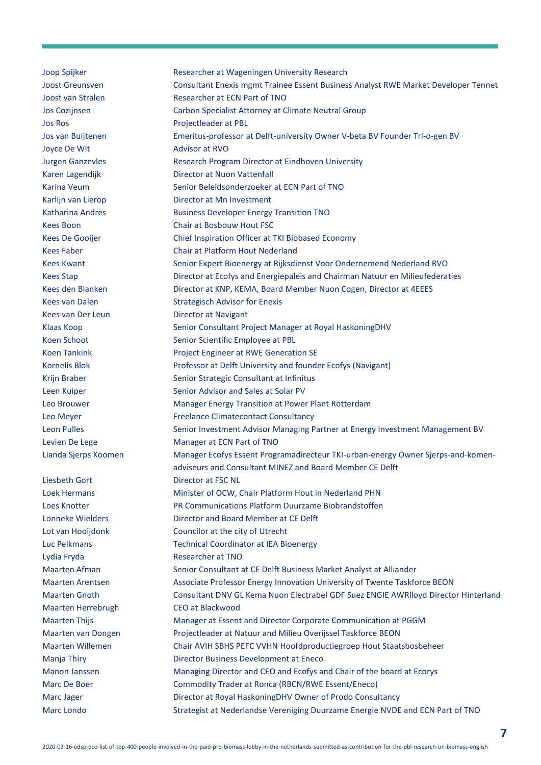| | |
|---|---|
| Joop Spijker | Researcher at Wageningen University Research |
| Joost Greunsven | Consultant Enexis mgmt Trainee Essent Business Analyst RWE Market Developer Tennet |
| Joost van Stralen | Researcher at ECN Part of TNO |
| Jos Cozijnsen | Carbon Specialist Attorney at Climate Neutral Group |
| Jos Ros | Projectleader at PBL |
| Jos van Buijtenen | Emeritus-professor at Delft-university Owner V-beta BV Founder Tri-o-gen BV |
| Joyce De Wit | Advisor at RVO |
| Jurgen Ganzevles | Research Program Director at Eindhoven University |
| Karen Lagendijk | Director at Nuon Vattenfall |
| Karina Veum | Senior Beleidsonderzoeker at ECN Part of TNO |
| Karlijn van Lierop | Director at Mn Investment |
| Katharina Andres | Business Developer Energy Transition TNO |
| Kees Boon | Chair at Bosbouw Hout FSC |
| Kees De Gooijer | Chief Inspiration Officer at TKI Biobased Economy |
| Kees Faber | Chair at Platform Hout Nederland |
| Kees Kwant | Senior Expert Bioenergy at Rijksdienst Voor Ondernemend Nederland RVO |
| Kees Stap | Director at Ecofys and Energiepaleis and Chairman Natuur en Milieufederaties |
| Kees den Blanken | Director at KNP, KEMA, Board Member Nuon Cogen, Director at 4EEES |
| Kees van Dalen | Strategisch Advisor for Enexis |
| Kees van Der Leun | Director at Navigant |
| Klaas Koop | Senior Consultant Project Manager at Royal HaskoningDHV |
| Koen Schoot | Senior Scientific Employee at PBL |
| Koen Tankink | Project Engineer at RWE Generation SE |
| Kornelis Blok | Professor at Delft University and founder Ecofys (Navigant) |
| Krijn Braber | Senior Strategic Consultant at Infinitus |
| Leen Kuiper | Senior Advisor and Sales at Solar PV |
| Leo Brouwer | Manager Energy Transition at Power Plant Rotterdam |
| Leo Meyer | Freelance Climatecontact Consultancy |
| Leon Pulles | Senior Investment Advisor Managing Partner at Energy Investment Management BV |
| Levien De Lege | Manager at ECN Part of TNO |
| Lianda Sjerps Koomen | Manager Ecofys Essent Programadirecteur TKI-urban-energy Owner Sjerps-and-komen-adviseurs and Consultant MINEZ and Board Member CE Delft |
| Liesbeth Gort | Director at FSC NL |
| Loek Hermans | Minister of OCW, Chair Platform Hout in Nederland PHN |
| Loes Knotter | PR Communications Platform Duurzame Biobrandstoffen |
| Lonneke Wielders | Director and Board Member at CE Delft |
| Lot van Hooijdonk | Councilor at the city of Utrecht |
| Luc Pelkmans | Technical Coordinator at IEA Bioenergy |
| Lydia Fryda | Researcher at TNO |
| Maarten Afman | Senior Consultant at CE Delft Business Market Analyst at Alliander |
| Maarten Arentsen | Associate Professor Energy Innovation University of Twente Taskforce BEON |
| Maarten Gnoth | Consultant DNV GL Kema Nuon Electrabel GDF Suez ENGIE AWRlloyd Director Hinterland |
| Maarten Herrebrugh | CEO at Blackwood |
| Maarten Thijs | Manager at Essent and Director Corporate Communication at PGGM |
| Maarten van Dongen | Projectleader at Natuur and Milieu Overijssel Taskforce BEON |
| Maarten Willemen | Chair AVIH SBHS PEFC VVHN Hoofdproductiegroep Hout Staatsbosbeheer |
| Manja Thiry | Director Business Development at Eneco |
| Manon Janssen | Managing Director and CEO and Ecofys and Chair of the board at Ecorys |
| Marc De Boer | Commodity Trader at Ronca (RBCN/RWE Essent/Eneco) |
| Marc Jager | Director at Royal HaskoningDHV Owner of Prodo Consultancy |
| Marc Londo | Strategist at Nederlandse Vereniging Duurzame Energie NVDE and ECN Part of TNO |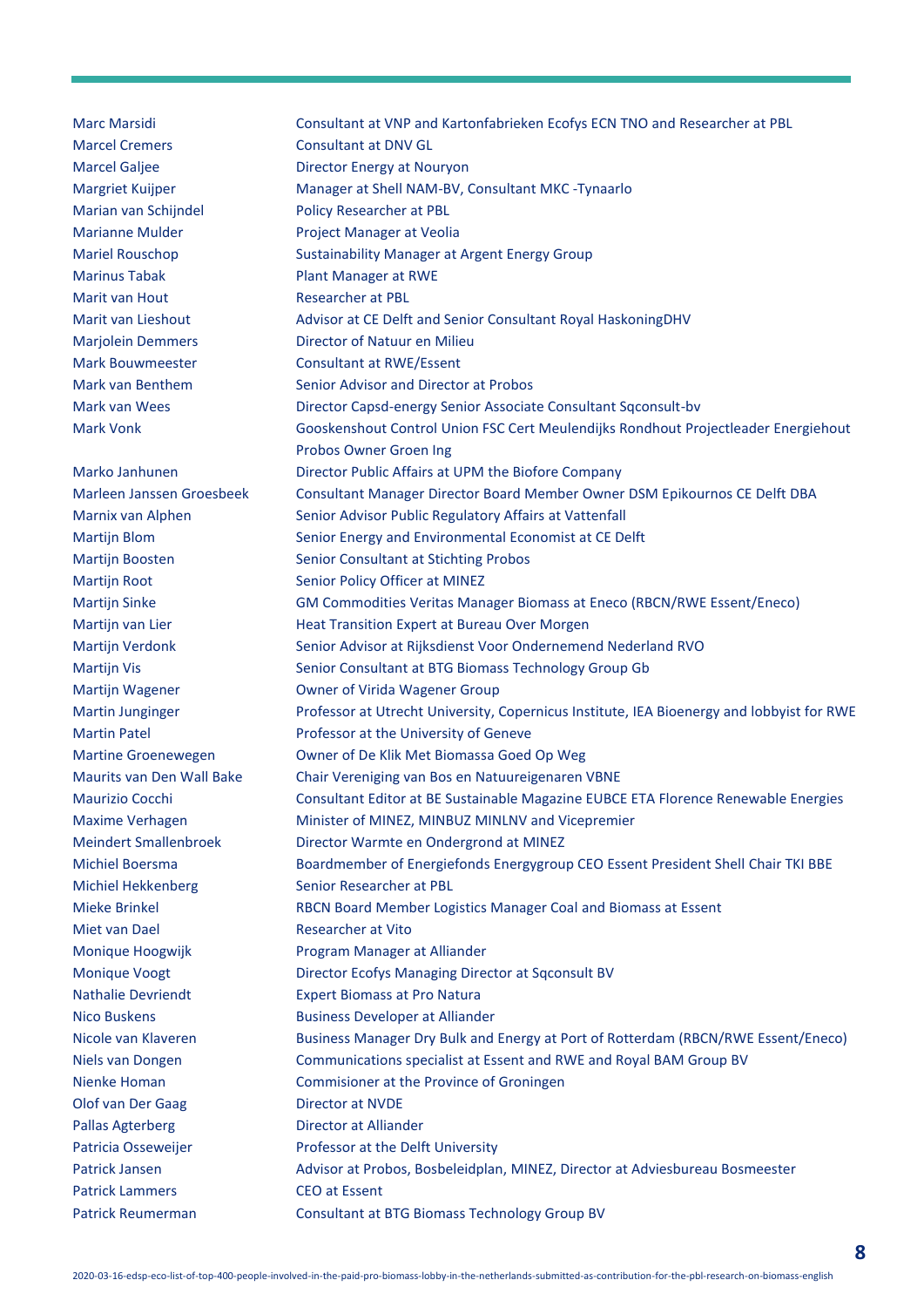| | |
|---|---|
| Marc Marsidi | Consultant at VNP and Kartonfabrieken Ecofys ECN TNO and Researcher at PBL |
| Marcel Cremers | Consultant at DNV GL |
| Marcel Galjee | Director Energy at Nouryon |
| Margriet Kuijper | Manager at Shell NAM-BV, Consultant MKC -Tynaarlo |
| Marian van Schijndel | Policy Researcher at PBL |
| Marianne Mulder | Project Manager at Veolia |
| Mariel Rouschop | Sustainability Manager at Argent Energy Group |
| Marinus Tabak | Plant Manager at RWE |
| Marit van Hout | Researcher at PBL |
| Marit van Lieshout | Advisor at CE Delft and Senior Consultant Royal HaskoningDHV |
| Marjolein Demmers | Director of Natuur en Milieu |
| Mark Bouwmeester | Consultant at RWE/Essent |
| Mark van Benthem | Senior Advisor and Director at Probos |
| Mark van Wees | Director Capsd-energy Senior Associate Consultant Sqconsult-bv |
| Mark Vonk | Gooskenshout Control Union FSC Cert Meulendijks Rondhout Projectleader Energiehout Probos Owner Groen Ing |
| Marko Janhunen | Director Public Affairs at UPM the Biofore Company |
| Marleen Janssen Groesbeek | Consultant Manager Director Board Member Owner DSM Epikournos CE Delft DBA |
| Marnix van Alphen | Senior Advisor Public Regulatory Affairs at Vattenfall |
| Martijn Blom | Senior Energy and Environmental Economist at CE Delft |
| Martijn Boosten | Senior Consultant at Stichting Probos |
| Martijn Root | Senior Policy Officer at MINEZ |
| Martijn Sinke | GM Commodities Veritas Manager Biomass at Eneco (RBCN/RWE Essent/Eneco) |
| Martijn van Lier | Heat Transition Expert at Bureau Over Morgen |
| Martijn Verdonk | Senior Advisor at Rijksdienst Voor Ondernemend Nederland RVO |
| Martijn Vis | Senior Consultant at BTG Biomass Technology Group Gb |
| Martijn Wagener | Owner of Virida Wagener Group |
| Martin Junginger | Professor at Utrecht University, Copernicus Institute, IEA Bioenergy and lobbyist for RWE |
| Martin Patel | Professor at the University of Geneve |
| Martine Groenewegen | Owner of De Klik Met Biomassa Goed Op Weg |
| Maurits van Den Wall Bake | Chair Vereniging van Bos en Natuureigenaren VBNE |
| Maurizio Cocchi | Consultant Editor at BE Sustainable Magazine EUBCE ETA Florence Renewable Energies |
| Maxime Verhagen | Minister of MINEZ, MINBUZ MINLNV and Vicepremier |
| Meindert Smallenbroek | Director Warmte en Ondergrond at MINEZ |
| Michiel Boersma | Boardmember of Energiefonds Energygroup CEO Essent President Shell Chair TKI BBE |
| Michiel Hekkenberg | Senior Researcher at PBL |
| Mieke Brinkel | RBCN Board Member Logistics Manager Coal and Biomass at Essent |
| Miet van Dael | Researcher at Vito |
| Monique Hoogwijk | Program Manager at Alliander |
| Monique Voogt | Director Ecofys Managing Director at Sqconsult BV |
| Nathalie Devriendt | Expert Biomass at Pro Natura |
| Nico Buskens | Business Developer at Alliander |
| Nicole van Klaveren | Business Manager Dry Bulk and Energy at Port of Rotterdam (RBCN/RWE Essent/Eneco) |
| Niels van Dongen | Communications specialist at Essent and RWE and Royal BAM Group BV |
| Nienke Homan | Commisioner at the Province of Groningen |
| Olof van Der Gaag | Director at NVDE |
| Pallas Agterberg | Director at Alliander |
| Patricia Osseweijer | Professor at the Delft University |
| Patrick Jansen | Advisor at Probos, Bosbeleidplan, MINEZ, Director at Adviesbureau Bosmeester |
| Patrick Lammers | CEO at Essent |
| Patrick Reumerman | Consultant at BTG Biomass Technology Group BV |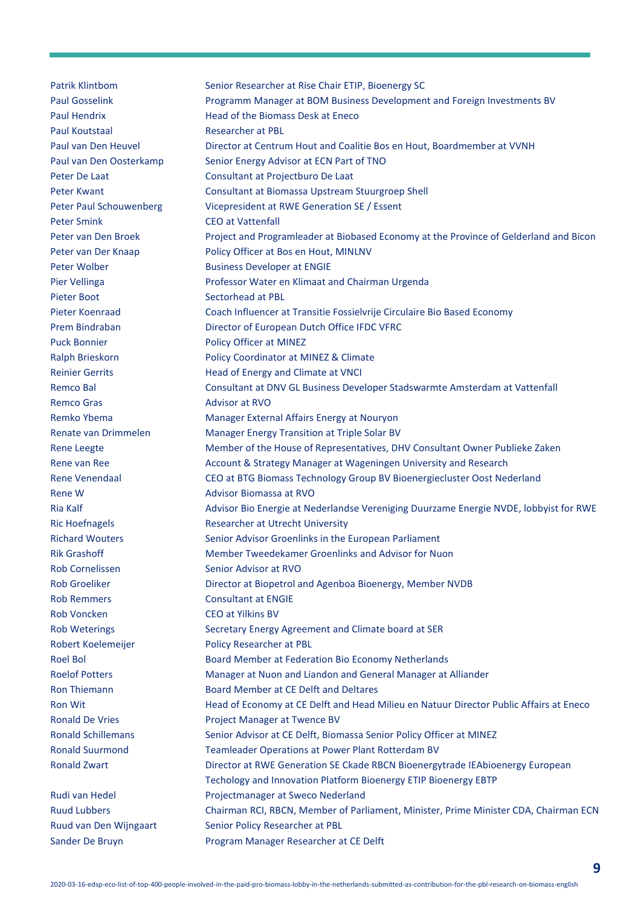| | |
|---|---|
| Patrik Klintbom | Senior Researcher at Rise Chair ETIP, Bioenergy SC |
| Paul Gosselink | Programm Manager at BOM Business Development and Foreign Investments BV |
| Paul Hendrix | Head of the Biomass Desk at Eneco |
| Paul Koutstaal | Researcher at PBL |
| Paul van Den Heuvel | Director at Centrum Hout and Coalitie Bos en Hout, Boardmember at VVNH |
| Paul van Den Oosterkamp | Senior Energy Advisor at ECN Part of TNO |
| Peter De Laat | Consultant at Projectburo De Laat |
| Peter Kwant | Consultant at Biomassa Upstream Stuurgroep Shell |
| Peter Paul Schouwenberg | Vicepresident at RWE Generation SE / Essent |
| Peter Smink | CEO at Vattenfall |
| Peter van Den Broek | Project and Programleader at Biobased Economy at the Province of Gelderland and Bicon |
| Peter van Der Knaap | Policy Officer at Bos en Hout, MINLNV |
| Peter Wolber | Business Developer at ENGIE |
| Pier Vellinga | Professor Water en Klimaat and Chairman Urgenda |
| Pieter Boot | Sectorhead at PBL |
| Pieter Koenraad | Coach Influencer at Transitie Fossielvrije Circulaire Bio Based Economy |
| Prem Bindraban | Director of European Dutch Office IFDC VFRC |
| Puck Bonnier | Policy Officer at MINEZ |
| Ralph Brieskorn | Policy Coordinator at MINEZ & Climate |
| Reinier Gerrits | Head of Energy and Climate at VNCI |
| Remco Bal | Consultant at DNV GL Business Developer Stadswarmte Amsterdam at Vattenfall |
| Remco Gras | Advisor at RVO |
| Remko Ybema | Manager External Affairs Energy at Nouryon |
| Renate van Drimmelen | Manager Energy Transition at Triple Solar BV |
| Rene Leegte | Member of the House of Representatives, DHV Consultant Owner Publieke Zaken |
| Rene van Ree | Account & Strategy Manager at Wageningen University and Research |
| Rene Venendaal | CEO at BTG Biomass Technology Group BV Bioenergiecluster Oost Nederland |
| Rene W | Advisor Biomassa at RVO |
| Ria Kalf | Advisor Bio Energie at Nederlandse Vereniging Duurzame Energie NVDE, lobbyist for RWE |
| Ric Hoefnagels | Researcher at Utrecht University |
| Richard Wouters | Senior Advisor Groenlinks in the European Parliament |
| Rik Grashoff | Member Tweedekamer Groenlinks and Advisor for Nuon |
| Rob Cornelissen | Senior Advisor at RVO |
| Rob Groeliker | Director at Biopetrol and Agenboa Bioenergy, Member NVDB |
| Rob Remmers | Consultant at ENGIE |
| Rob Voncken | CEO at Yilkins BV |
| Rob Weterings | Secretary Energy Agreement and Climate board at SER |
| Robert Koelemeijer | Policy Researcher at PBL |
| Roel Bol | Board Member at Federation Bio Economy Netherlands |
| Roelof Potters | Manager at Nuon and Liandon and General Manager at Alliander |
| Ron Thiemann | Board Member at CE Delft and Deltares |
| Ron Wit | Head of Economy at CE Delft and Head Milieu en Natuur Director Public Affairs at Eneco |
| Ronald De Vries | Project Manager at Twence BV |
| Ronald Schillemans | Senior Advisor at CE Delft, Biomassa Senior Policy Officer at MINEZ |
| Ronald Suurmond | Teamleader Operations at Power Plant Rotterdam BV |
| Ronald Zwart | Director at RWE Generation SE Ckade RBCN Bioenergytrade IEAbioenergy European Techology and Innovation Platform Bioenergy ETIP Bioenergy EBTP |
| Rudi van Hedel | Projectmanager at Sweco Nederland |
| Ruud Lubbers | Chairman RCI, RBCN, Member of Parliament, Minister, Prime Minister CDA, Chairman ECN |
| Ruud van Den Wijngaart | Senior Policy Researcher at PBL |
| Sander De Bruyn | Program Manager Researcher at CE Delft |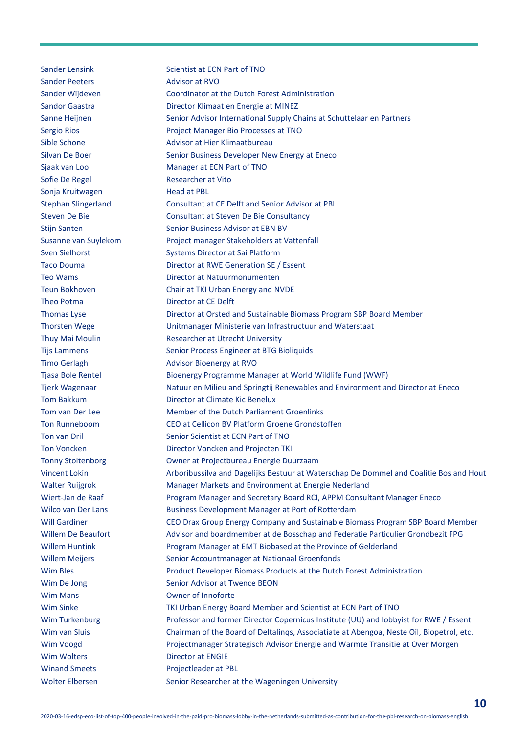| | |
|---|---|
| Sander Lensink | Scientist at ECN Part of TNO |
| Sander Peeters | Advisor at RVO |
| Sander Wijdeven | Coordinator at the Dutch Forest Administration |
| Sandor Gaastra | Director Klimaat en Energie at MINEZ |
| Sanne Heijnen | Senior Advisor International Supply Chains at Schuttelaar en Partners |
| Sergio Rios | Project Manager Bio Processes at TNO |
| Sible Schone | Advisor at Hier Klimaatbureau |
| Silvan De Boer | Senior Business Developer New Energy at Eneco |
| Sjaak van Loo | Manager at ECN Part of TNO |
| Sofie De Regel | Researcher at Vito |
| Sonja Kruitwagen | Head at PBL |
| Stephan Slingerland | Consultant at CE Delft and Senior Advisor at PBL |
| Steven De Bie | Consultant at Steven De Bie Consultancy |
| Stijn Santen | Senior Business Advisor at EBN BV |
| Susanne van Suylekom | Project manager Stakeholders at Vattenfall |
| Sven Sielhorst | Systems Director at Sai Platform |
| Taco Douma | Director at RWE Generation SE / Essent |
| Teo Wams | Director at Natuurmonumenten |
| Teun Bokhoven | Chair at TKI Urban Energy and NVDE |
| Theo Potma | Director at CE Delft |
| Thomas Lyse | Director at Orsted and Sustainable Biomass Program SBP Board Member |
| Thorsten Wege | Unitmanager Ministerie van Infrastructuur and Waterstaat |
| Thuy Mai Moulin | Researcher at Utrecht University |
| Tijs Lammens | Senior Process Engineer at BTG Bioliquids |
| Timo Gerlagh | Advisor Bioenergy at RVO |
| Tjasa Bole Rentel | Bioenergy Programme Manager at World Wildlife Fund (WWF) |
| Tjerk Wagenaar | Natuur en Milieu and Springtij Renewables and Environment and Director at Eneco |
| Tom Bakkum | Director at Climate Kic Benelux |
| Tom van Der Lee | Member of the Dutch Parliament Groenlinks |
| Ton Runneboom | CEO at Cellicon BV Platform Groene Grondstoffen |
| Ton van Dril | Senior Scientist at ECN Part of TNO |
| Ton Voncken | Director Voncken and Projecten TKI |
| Tonny Stoltenborg | Owner at Projectbureau Energie Duurzaam |
| Vincent Lokin | Arboribussilva and Dagelijks Bestuur at Waterschap De Dommel and Coalitie Bos and Hout |
| Walter Ruijgrok | Manager Markets and Environment at Energie Nederland |
| Wiert-Jan de Raaf | Program Manager and Secretary Board RCI, APPM Consultant Manager Eneco |
| Wilco van Der Lans | Business Development Manager at Port of Rotterdam |
| Will Gardiner | CEO Drax Group Energy Company and Sustainable Biomass Program SBP Board Member |
| Willem De Beaufort | Advisor and boardmember at de Bosschap and Federatie Particulier Grondbezit FPG |
| Willem Huntink | Program Manager at EMT Biobased at the Province of Gelderland |
| Willem Meijers | Senior Accountmanager at Nationaal Groenfonds |
| Wim Bles | Product Developer Biomass Products at the Dutch Forest Administration |
| Wim De Jong | Senior Advisor at Twence BEON |
| Wim Mans | Owner of Innoforte |
| Wim Sinke | TKI Urban Energy Board Member and Scientist at ECN Part of TNO |
| Wim Turkenburg | Professor and former Director Copernicus Institute (UU) and lobbyist for RWE / Essent |
| Wim van Sluis | Chairman of the Board of Deltalinqs, Associatiate at Abengoa, Neste Oil, Biopetrol, etc. |
| Wim Voogd | Projectmanager Strategisch Advisor Energie and Warmte Transitie at Over Morgen |
| Wim Wolters | Director at ENGIE |
| Winand Smeets | Projectleader at PBL |
| Wolter Elbersen | Senior Researcher at the Wageningen University |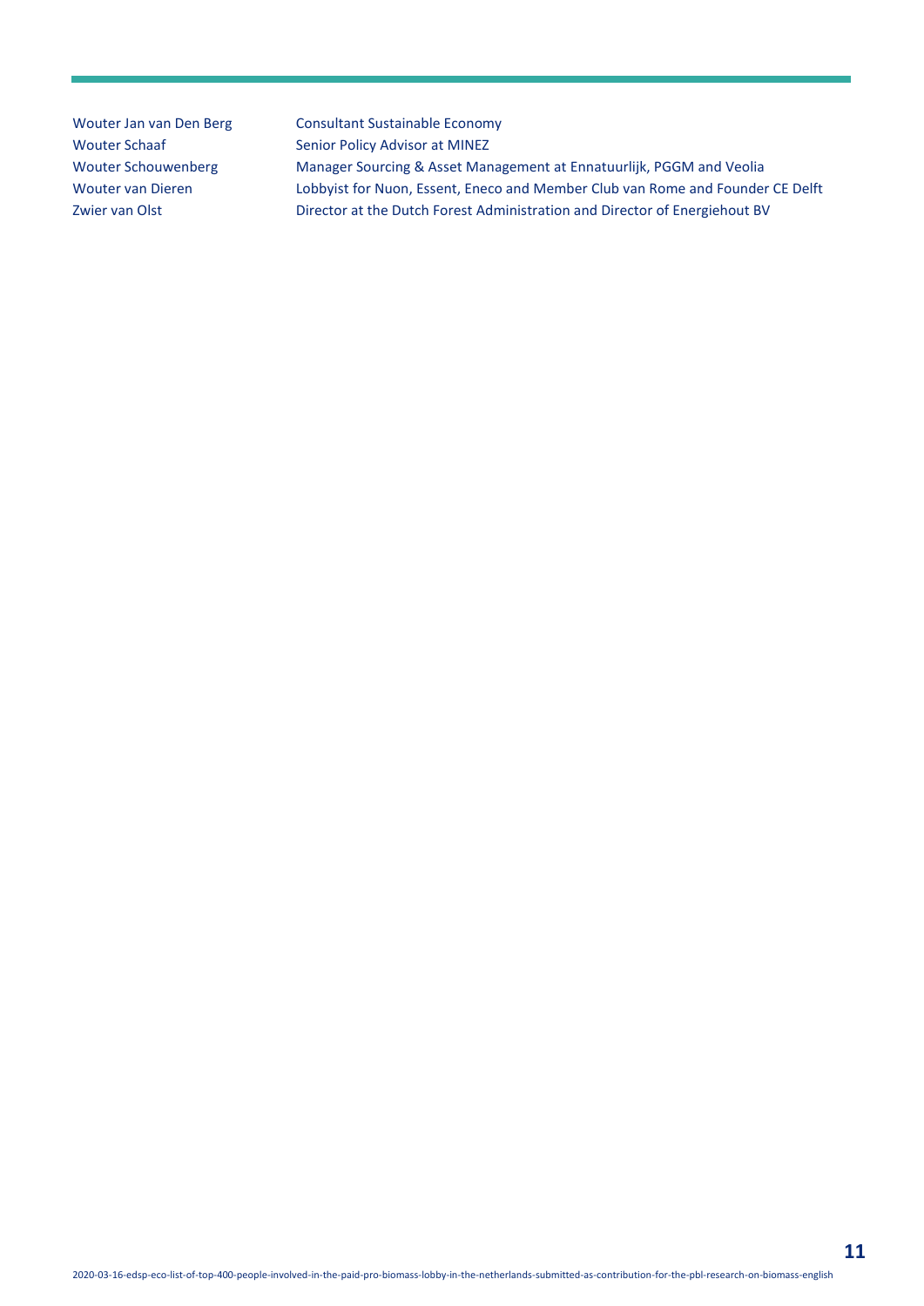| | |
|---|---|
| Wouter Jan van Den Berg | Consultant Sustainable Economy |
| Wouter Schaaf | Senior Policy Advisor at MINEZ |
| Wouter Schouwenberg | Manager Sourcing & Asset Management at Ennatuurlijk, PGGM and Veolia |
| Wouter van Dieren | Lobbyist for Nuon, Essent, Eneco and Member Club van Rome and Founder CE Delft |
| Zwier van Olst | Director at the Dutch Forest Administration and Director of Energiehout BV |